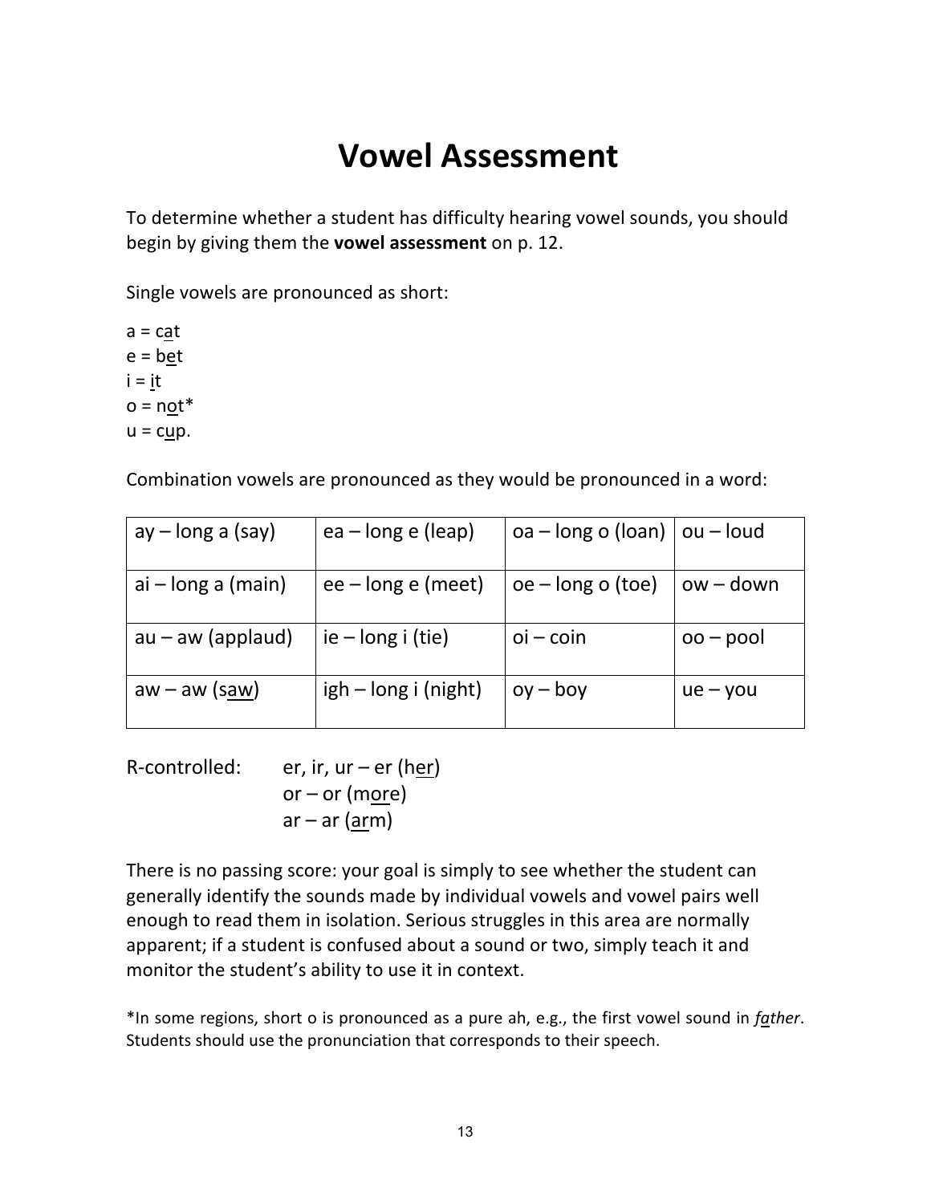# Vowel Assessment

To determine whether a student has difficulty hearing vowel sounds, you should begin by giving them the **vowel assessment** on p. 12.

Single vowels are pronounced as short:

a = cat
e = bet
i = it
o = not*
u = cup.

Combination vowels are pronounced as they would be pronounced in a word:

| | | | |
|---|---|---|---|
| ay – long a (say) | ea – long e (leap) | oa – long o (loan) | ou – loud |
| ai – long a (main) | ee – long e (meet) | oe – long o (toe) | ow – down |
| au – aw (applaud) | ie – long i (tie) | oi – coin | oo – pool |
| aw – aw (saw) | igh – long i (night) | oy – boy | ue – you |

R-controlled: er, ir, ur – er (her)
or – or (more)
ar – ar (arm)

There is no passing score: your goal is simply to see whether the student can generally identify the sounds made by individual vowels and vowel pairs well enough to read them in isolation. Serious struggles in this area are normally apparent; if a student is confused about a sound or two, simply teach it and monitor the student's ability to use it in context.

*In some regions, short o is pronounced as a pure ah, e.g., the first vowel sound in *father*. Students should use the pronunciation that corresponds to their speech.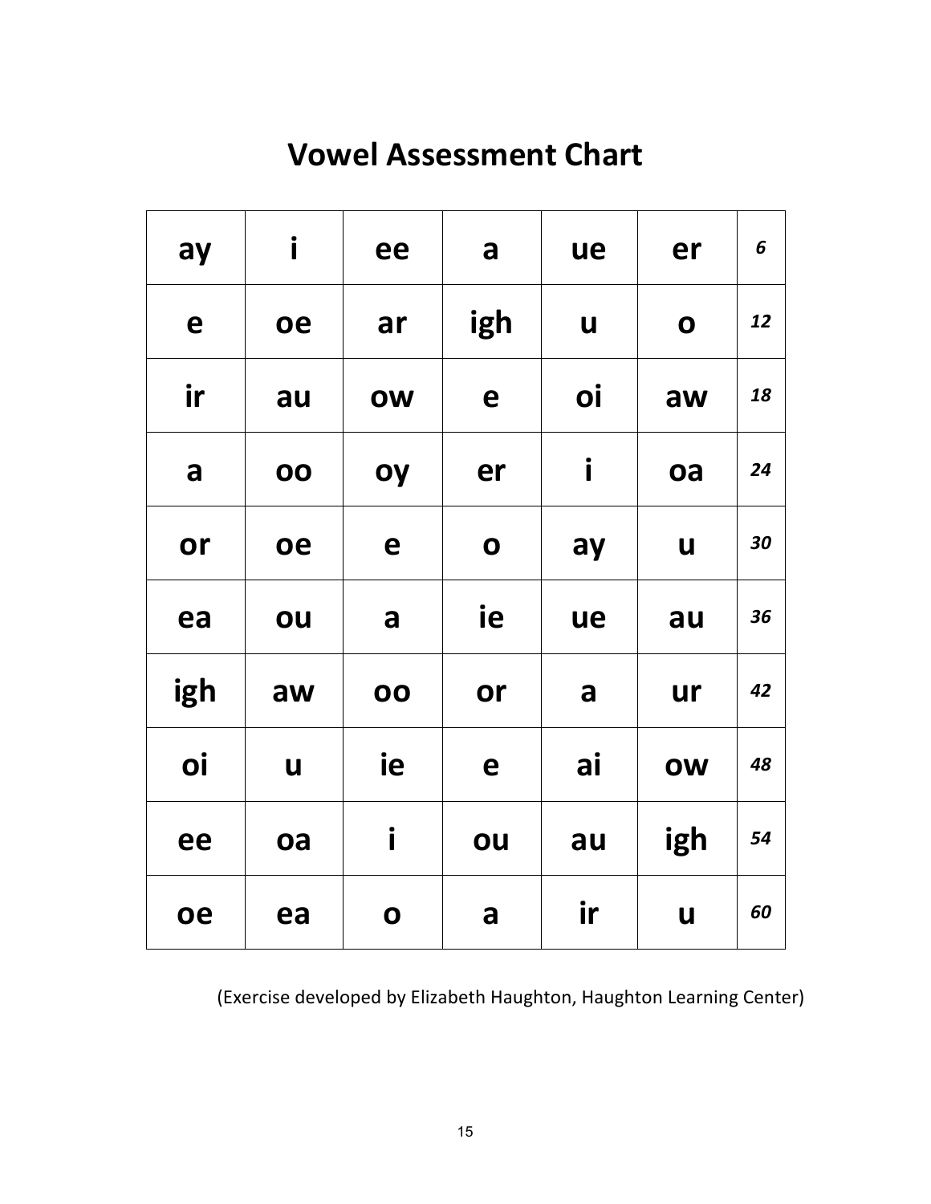# Vowel Assessment Chart

| | | | | | | |
|---|---|---|---|---|---|---|
| ay | i | ee | a | ue | er | *6* |
| e | oe | ar | igh | u | o | *12* |
| ir | au | ow | e | oi | aw | *18* |
| a | oo | oy | er | i | oa | *24* |
| or | oe | e | o | ay | u | *30* |
| ea | ou | a | ie | ue | au | *36* |
| igh | aw | oo | or | a | ur | *42* |
| oi | u | ie | e | ai | ow | *48* |
| ee | oa | i | ou | au | igh | *54* |
| oe | ea | o | a | ir | u | *60* |

(Exercise developed by Elizabeth Haughton, Haughton Learning Center)